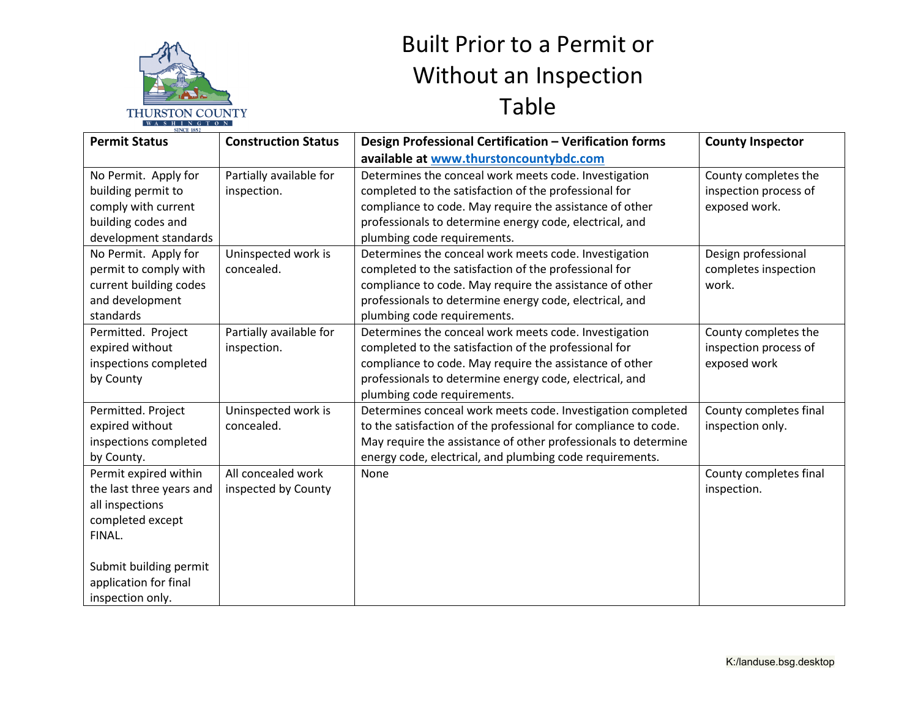# Built Prior to a Permit or Without an Inspection Table

| Permit Status | Construction Status | Design Professional Certification – Verification forms available at [www.thurstoncountybdc.com](http://www.thurstoncountybdc.com) | County Inspector |
|---|---|---|---|
| No Permit. Apply for building permit to comply with current building codes and development standards | Partially available for inspection. | Determines the conceal work meets code. Investigation completed to the satisfaction of the professional for compliance to code. May require the assistance of other professionals to determine energy code, electrical, and plumbing code requirements. | County completes the inspection process of exposed work. |
| No Permit. Apply for permit to comply with current building codes and development standards | Uninspected work is concealed. | Determines the conceal work meets code. Investigation completed to the satisfaction of the professional for compliance to code. May require the assistance of other professionals to determine energy code, electrical, and plumbing code requirements. | Design professional completes inspection work. |
| Permitted. Project expired without inspections completed by County | Partially available for inspection. | Determines the conceal work meets code. Investigation completed to the satisfaction of the professional for compliance to code. May require the assistance of other professionals to determine energy code, electrical, and plumbing code requirements. | County completes the inspection process of exposed work |
| Permitted. Project expired without inspections completed by County. | Uninspected work is concealed. | Determines conceal work meets code. Investigation completed to the satisfaction of the professional for compliance to code. May require the assistance of other professionals to determine energy code, electrical, and plumbing code requirements. | County completes final inspection only. |
| Permit expired within the last three years and all inspections completed except FINAL.<br><br>Submit building permit application for final inspection only. | All concealed work inspected by County | None | County completes final inspection. |

K:/landuse.bsg.desktop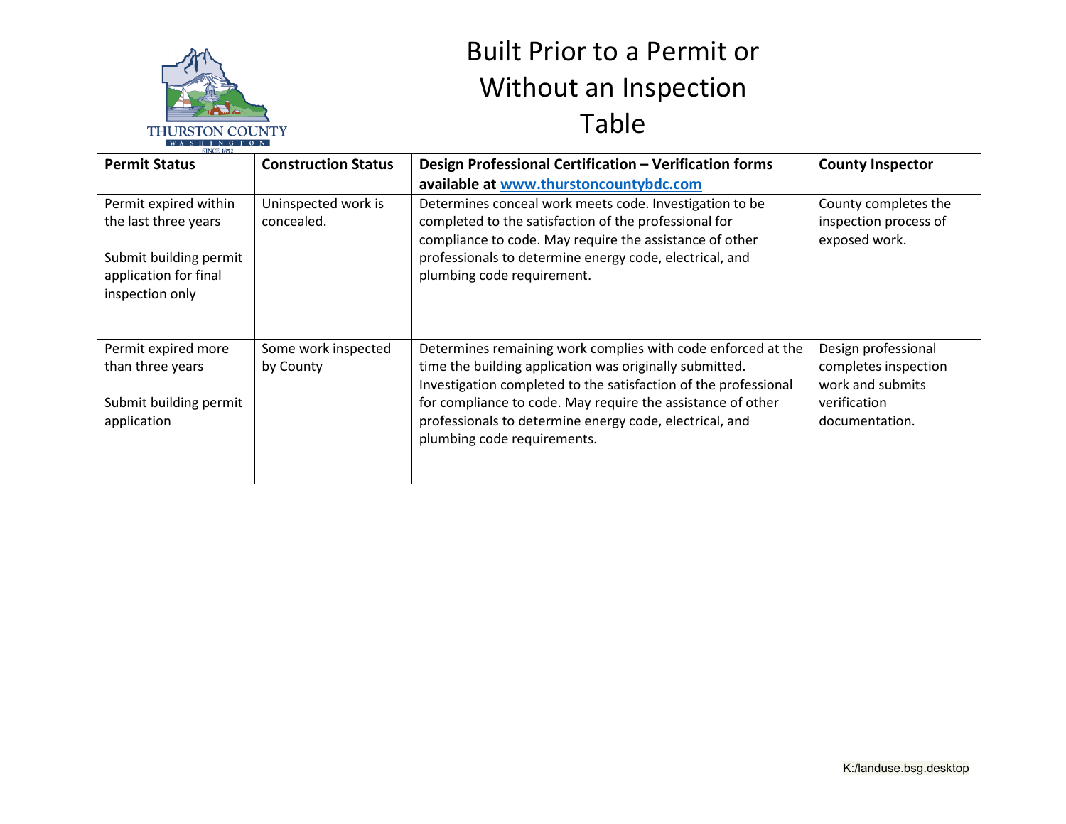# Built Prior to a Permit or Without an Inspection Table

| Permit Status | Construction Status | Design Professional Certification – Verification forms available at www.thurstoncountybdc.com | County Inspector |
|---|---|---|---|
| Permit expired within the last three years<br><br>Submit building permit application for final inspection only | Uninspected work is concealed. | Determines conceal work meets code. Investigation to be completed to the satisfaction of the professional for compliance to code. May require the assistance of other professionals to determine energy code, electrical, and plumbing code requirement. | County completes the inspection process of exposed work. |
| Permit expired more than three years<br><br>Submit building permit application | Some work inspected by County | Determines remaining work complies with code enforced at the time the building application was originally submitted. Investigation completed to the satisfaction of the professional for compliance to code. May require the assistance of other professionals to determine energy code, electrical, and plumbing code requirements. | Design professional completes inspection work and submits verification documentation. |

K:/landuse.bsg.desktop